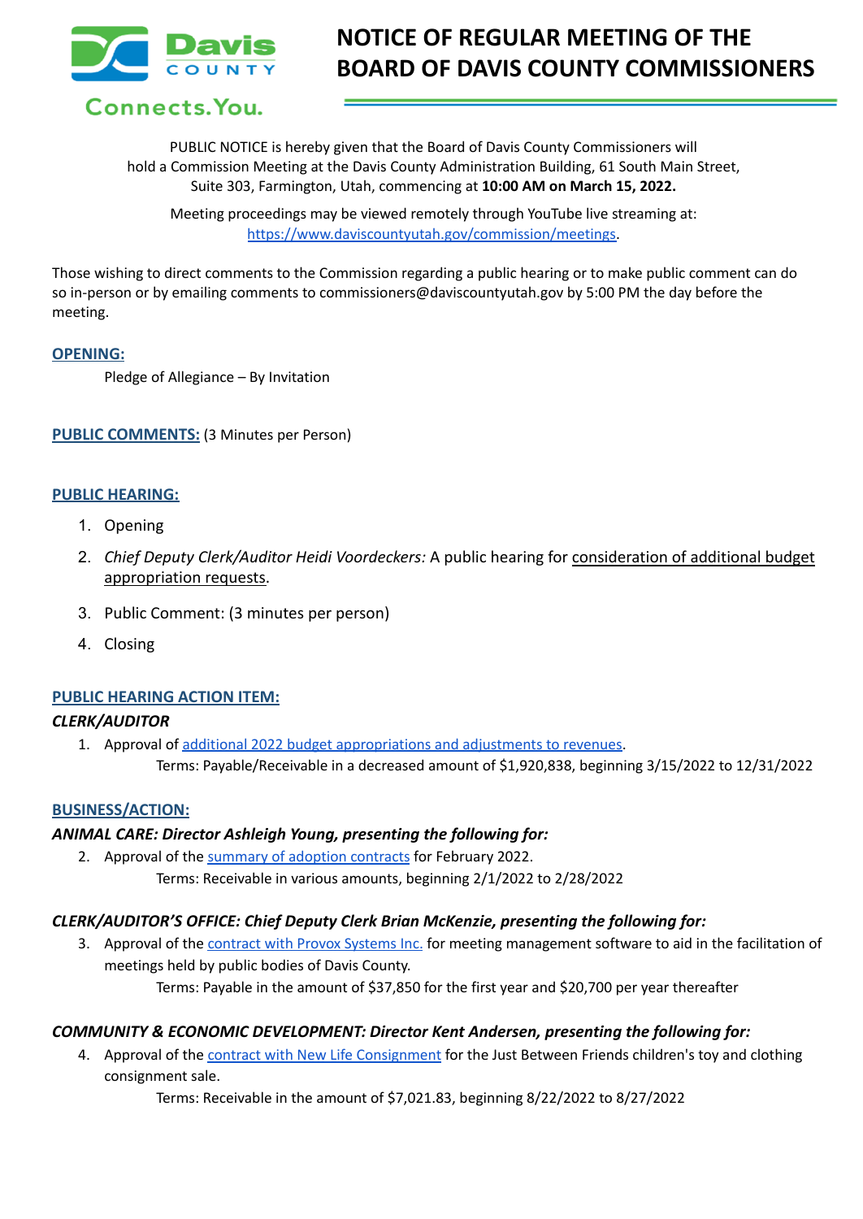# NOTICE OF REGULAR MEETING OF THE BOARD OF DAVIS COUNTY COMMISSIONERS

PUBLIC NOTICE is hereby given that the Board of Davis County Commissioners will hold a Commission Meeting at the Davis County Administration Building, 61 South Main Street, Suite 303, Farmington, Utah, commencing at **10:00 AM on March 15, 2022.**

Meeting proceedings may be viewed remotely through YouTube live streaming at: https://www.daviscountyutah.gov/commission/meetings.

Those wishing to direct comments to the Commission regarding a public hearing or to make public comment can do so in-person or by emailing comments to commissioners@daviscountyutah.gov by 5:00 PM the day before the meeting.

## OPENING:

Pledge of Allegiance – By Invitation

## PUBLIC COMMENTS: (3 Minutes per Person)

## PUBLIC HEARING:

1. Opening
2. *Chief Deputy Clerk/Auditor Heidi Voordeckers:* A public hearing for consideration of additional budget appropriation requests.
3. Public Comment: (3 minutes per person)
4. Closing

## PUBLIC HEARING ACTION ITEM:

### *CLERK/AUDITOR*

1. Approval of additional 2022 budget appropriations and adjustments to revenues.
   Terms: Payable/Receivable in a decreased amount of $1,920,838, beginning 3/15/2022 to 12/31/2022

## BUSINESS/ACTION:

### *ANIMAL CARE: Director Ashleigh Young, presenting the following for:*

2. Approval of the summary of adoption contracts for February 2022.
   Terms: Receivable in various amounts, beginning 2/1/2022 to 2/28/2022

### *CLERK/AUDITOR'S OFFICE: Chief Deputy Clerk Brian McKenzie, presenting the following for:*

3. Approval of the contract with Provox Systems Inc. for meeting management software to aid in the facilitation of meetings held by public bodies of Davis County.
   Terms: Payable in the amount of $37,850 for the first year and $20,700 per year thereafter

### *COMMUNITY & ECONOMIC DEVELOPMENT: Director Kent Andersen, presenting the following for:*

4. Approval of the contract with New Life Consignment for the Just Between Friends children's toy and clothing consignment sale.
   Terms: Receivable in the amount of $7,021.83, beginning 8/22/2022 to 8/27/2022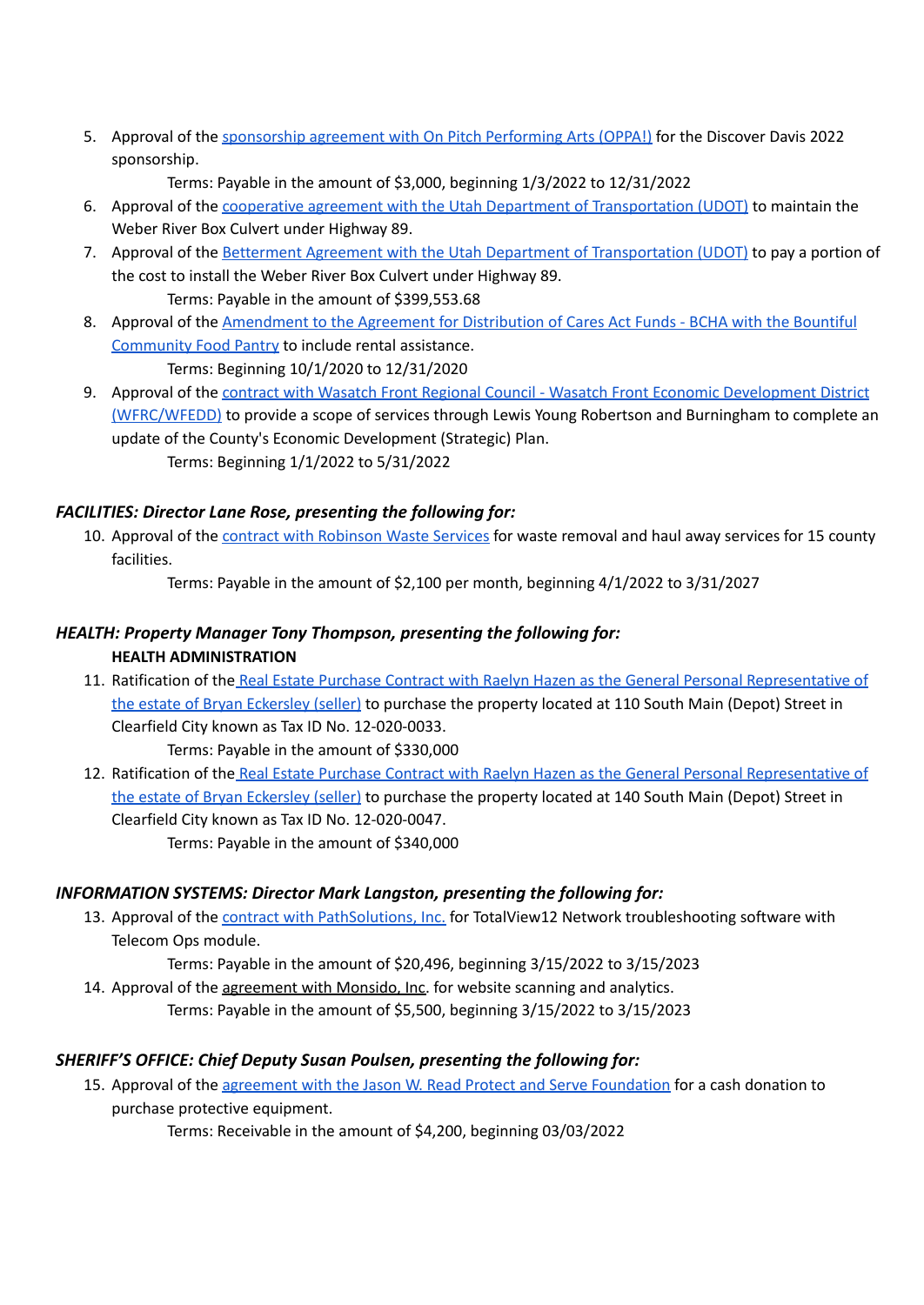5. Approval of the sponsorship agreement with On Pitch Performing Arts (OPPA!) for the Discover Davis 2022 sponsorship.
   Terms: Payable in the amount of $3,000, beginning 1/3/2022 to 12/31/2022
6. Approval of the cooperative agreement with the Utah Department of Transportation (UDOT) to maintain the Weber River Box Culvert under Highway 89.
7. Approval of the Betterment Agreement with the Utah Department of Transportation (UDOT) to pay a portion of the cost to install the Weber River Box Culvert under Highway 89.
   Terms: Payable in the amount of $399,553.68
8. Approval of the Amendment to the Agreement for Distribution of Cares Act Funds - BCHA with the Bountiful Community Food Pantry to include rental assistance.
   Terms: Beginning 10/1/2020 to 12/31/2020
9. Approval of the contract with Wasatch Front Regional Council - Wasatch Front Economic Development District (WFRC/WFEDD) to provide a scope of services through Lewis Young Robertson and Burningham to complete an update of the County's Economic Development (Strategic) Plan.
   Terms: Beginning 1/1/2022 to 5/31/2022

***FACILITIES: Director Lane Rose, presenting the following for:***

10. Approval of the contract with Robinson Waste Services for waste removal and haul away services for 15 county facilities.
    Terms: Payable in the amount of $2,100 per month, beginning 4/1/2022 to 3/31/2027

***HEALTH: Property Manager Tony Thompson, presenting the following for:***

**HEALTH ADMINISTRATION**

11. Ratification of the Real Estate Purchase Contract with Raelyn Hazen as the General Personal Representative of the estate of Bryan Eckersley (seller) to purchase the property located at 110 South Main (Depot) Street in Clearfield City known as Tax ID No. 12-020-0033.
    Terms: Payable in the amount of $330,000
12. Ratification of the Real Estate Purchase Contract with Raelyn Hazen as the General Personal Representative of the estate of Bryan Eckersley (seller) to purchase the property located at 140 South Main (Depot) Street in Clearfield City known as Tax ID No. 12-020-0047.
    Terms: Payable in the amount of $340,000

***INFORMATION SYSTEMS: Director Mark Langston, presenting the following for:***

13. Approval of the contract with PathSolutions, Inc. for TotalView12 Network troubleshooting software with Telecom Ops module.
    Terms: Payable in the amount of $20,496, beginning 3/15/2022 to 3/15/2023
14. Approval of the agreement with Monsido, Inc. for website scanning and analytics.
    Terms: Payable in the amount of $5,500, beginning 3/15/2022 to 3/15/2023

***SHERIFF'S OFFICE: Chief Deputy Susan Poulsen, presenting the following for:***

15. Approval of the agreement with the Jason W. Read Protect and Serve Foundation for a cash donation to purchase protective equipment.
    Terms: Receivable in the amount of $4,200, beginning 03/03/2022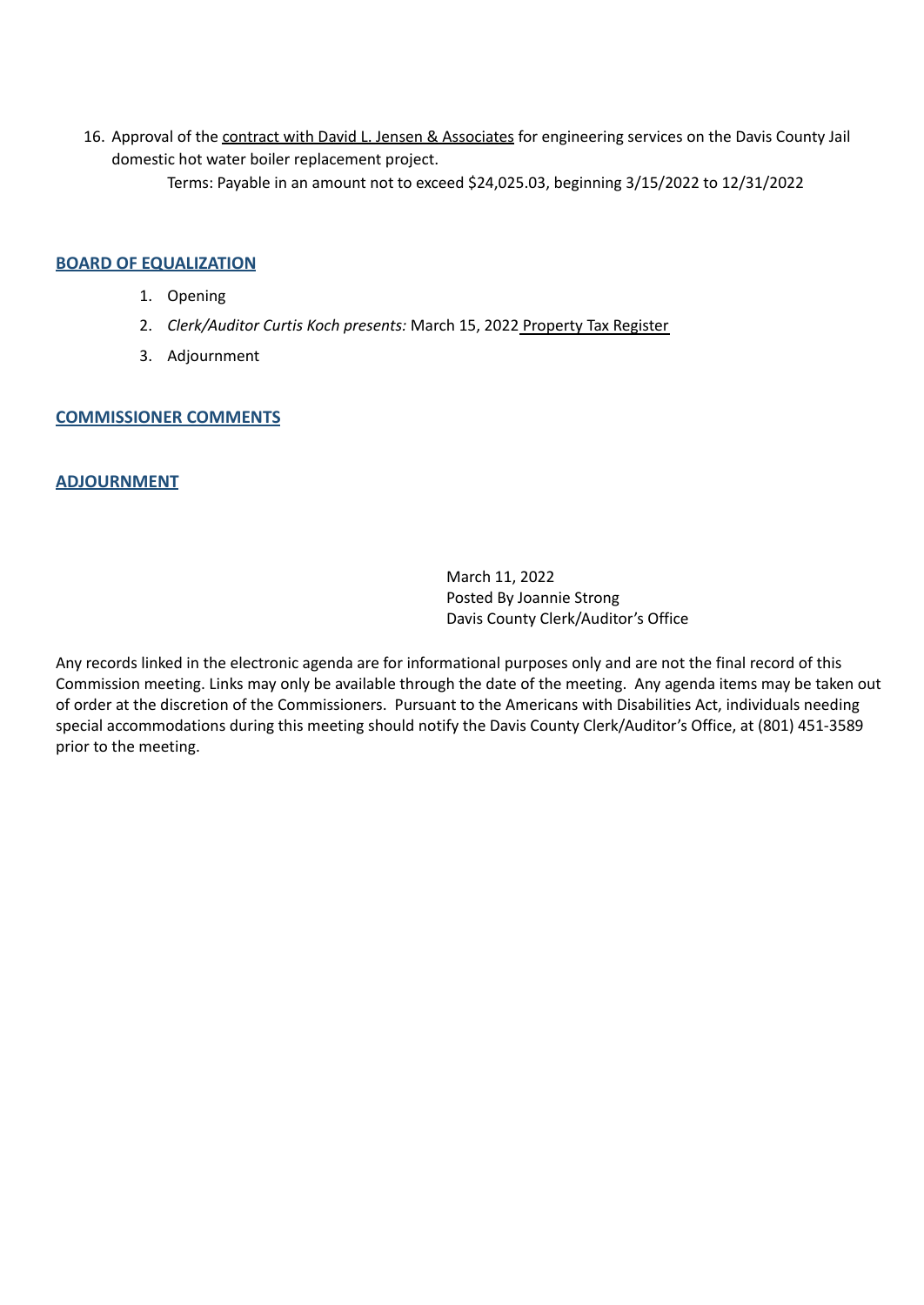16. Approval of the contract with David L. Jensen & Associates for engineering services on the Davis County Jail domestic hot water boiler replacement project.

    Terms: Payable in an amount not to exceed $24,025.03, beginning 3/15/2022 to 12/31/2022

## BOARD OF EQUALIZATION

1. Opening
2. *Clerk/Auditor Curtis Koch presents:* March 15, 2022 Property Tax Register
3. Adjournment

## COMMISSIONER COMMENTS

## ADJOURNMENT

March 11, 2022
Posted By Joannie Strong
Davis County Clerk/Auditor's Office

Any records linked in the electronic agenda are for informational purposes only and are not the final record of this Commission meeting. Links may only be available through the date of the meeting. Any agenda items may be taken out of order at the discretion of the Commissioners. Pursuant to the Americans with Disabilities Act, individuals needing special accommodations during this meeting should notify the Davis County Clerk/Auditor's Office, at (801) 451-3589 prior to the meeting.